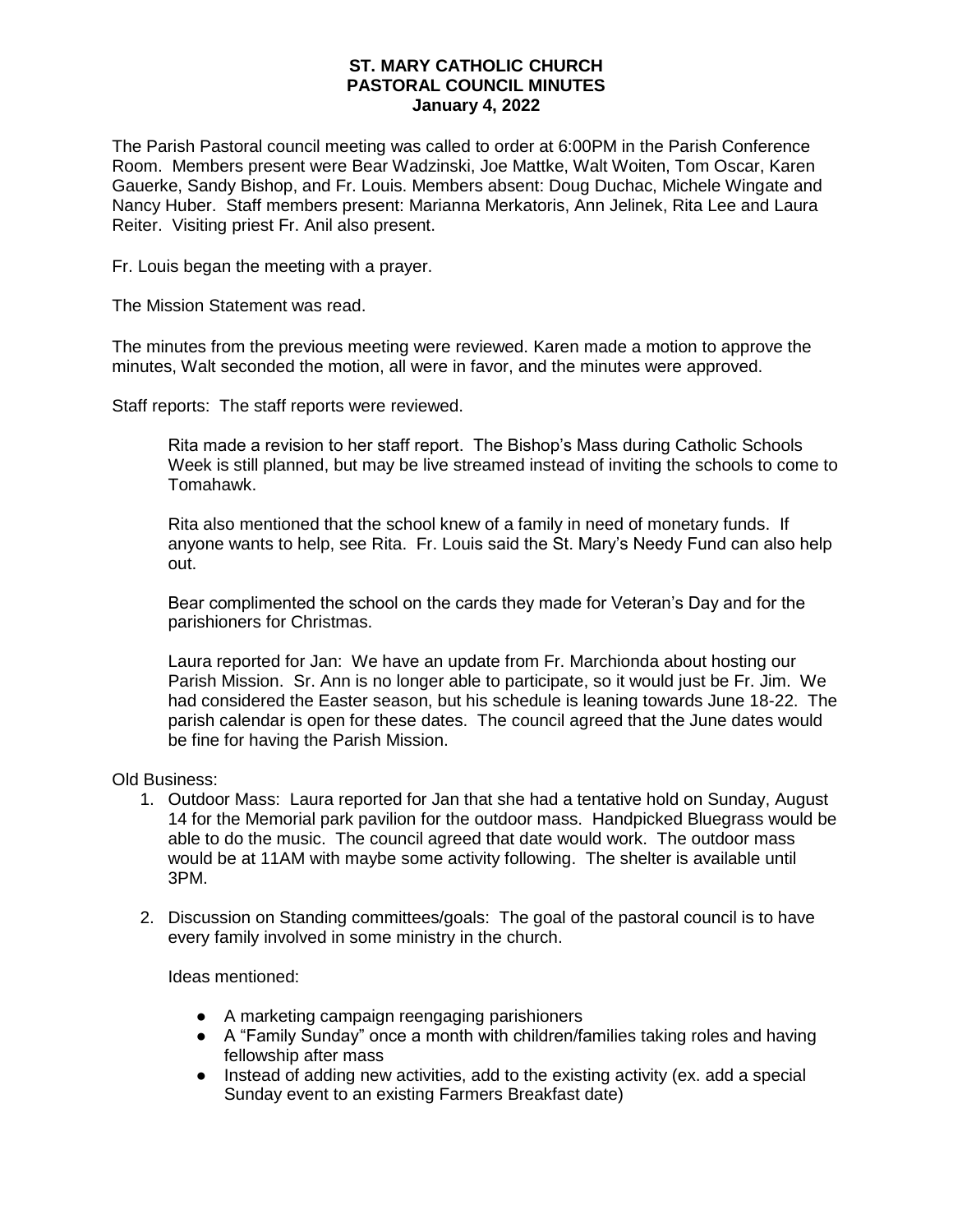# ST. MARY CATHOLIC CHURCH
## PASTORAL COUNCIL MINUTES
### January 4, 2022

The Parish Pastoral council meeting was called to order at 6:00PM in the Parish Conference Room. Members present were Bear Wadzinski, Joe Mattke, Walt Woiten, Tom Oscar, Karen Gauerke, Sandy Bishop, and Fr. Louis. Members absent: Doug Duchac, Michele Wingate and Nancy Huber. Staff members present: Marianna Merkatoris, Ann Jelinek, Rita Lee and Laura Reiter. Visiting priest Fr. Anil also present.

Fr. Louis began the meeting with a prayer.

The Mission Statement was read.

The minutes from the previous meeting were reviewed. Karen made a motion to approve the minutes, Walt seconded the motion, all were in favor, and the minutes were approved.

Staff reports: The staff reports were reviewed.

Rita made a revision to her staff report. The Bishop's Mass during Catholic Schools Week is still planned, but may be live streamed instead of inviting the schools to come to Tomahawk.

Rita also mentioned that the school knew of a family in need of monetary funds. If anyone wants to help, see Rita. Fr. Louis said the St. Mary's Needy Fund can also help out.

Bear complimented the school on the cards they made for Veteran's Day and for the parishioners for Christmas.

Laura reported for Jan: We have an update from Fr. Marchionda about hosting our Parish Mission. Sr. Ann is no longer able to participate, so it would just be Fr. Jim. We had considered the Easter season, but his schedule is leaning towards June 18-22. The parish calendar is open for these dates. The council agreed that the June dates would be fine for having the Parish Mission.

Old Business:

1. Outdoor Mass: Laura reported for Jan that she had a tentative hold on Sunday, August 14 for the Memorial park pavilion for the outdoor mass. Handpicked Bluegrass would be able to do the music. The council agreed that date would work. The outdoor mass would be at 11AM with maybe some activity following. The shelter is available until 3PM.

2. Discussion on Standing committees/goals: The goal of the pastoral council is to have every family involved in some ministry in the church.

   Ideas mentioned:

   - A marketing campaign reengaging parishioners
   - A "Family Sunday" once a month with children/families taking roles and having fellowship after mass
   - Instead of adding new activities, add to the existing activity (ex. add a special Sunday event to an existing Farmers Breakfast date)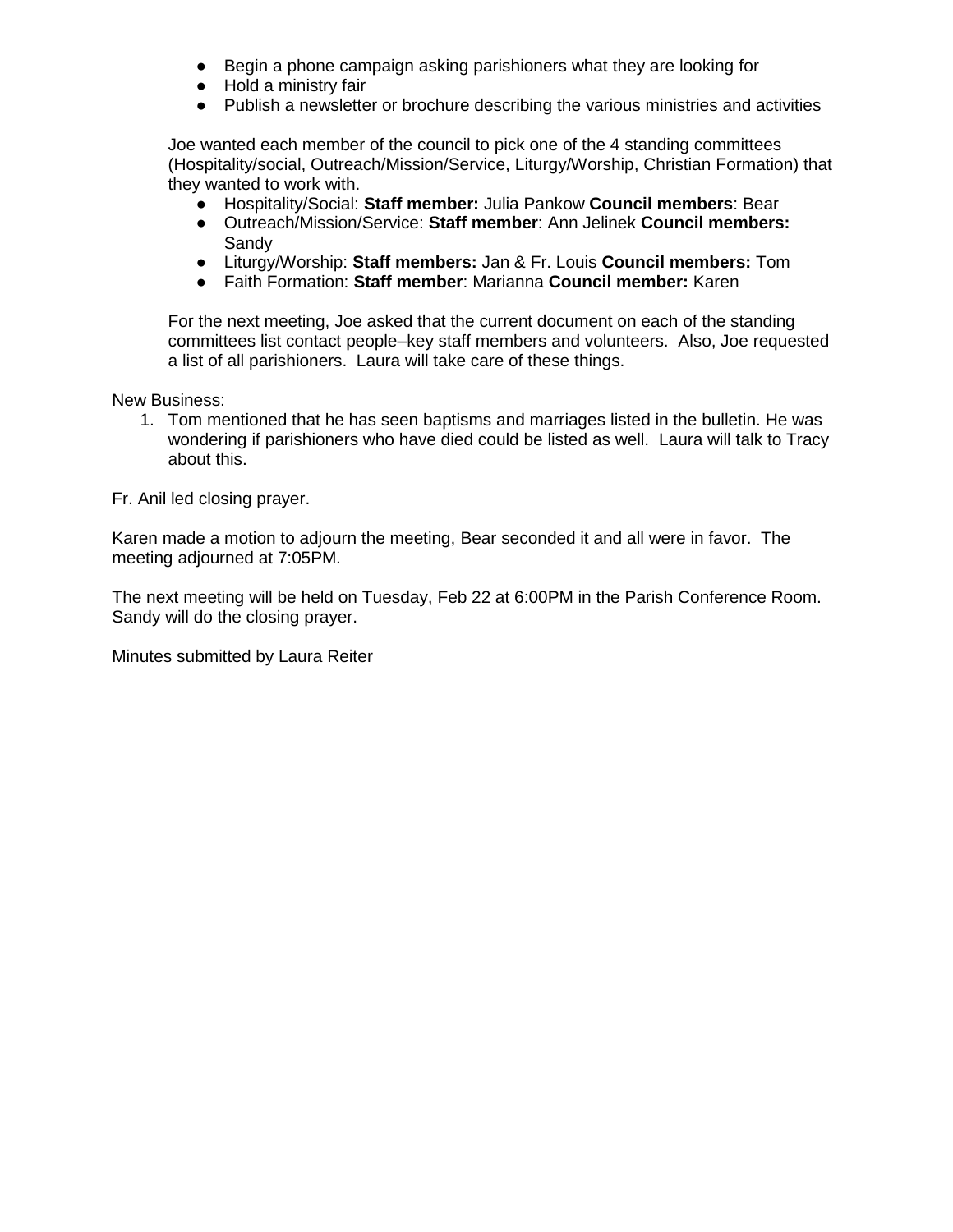- Begin a phone campaign asking parishioners what they are looking for
- Hold a ministry fair
- Publish a newsletter or brochure describing the various ministries and activities

Joe wanted each member of the council to pick one of the 4 standing committees (Hospitality/social, Outreach/Mission/Service, Liturgy/Worship, Christian Formation) that they wanted to work with.

- Hospitality/Social: **Staff member:** Julia Pankow **Council members**: Bear
- Outreach/Mission/Service: **Staff member**: Ann Jelinek **Council members:** Sandy
- Liturgy/Worship: **Staff members:** Jan & Fr. Louis **Council members:** Tom
- Faith Formation: **Staff member**: Marianna **Council member:** Karen

For the next meeting, Joe asked that the current document on each of the standing committees list contact people–key staff members and volunteers. Also, Joe requested a list of all parishioners. Laura will take care of these things.

New Business:

1. Tom mentioned that he has seen baptisms and marriages listed in the bulletin. He was wondering if parishioners who have died could be listed as well. Laura will talk to Tracy about this.

Fr. Anil led closing prayer.

Karen made a motion to adjourn the meeting, Bear seconded it and all were in favor. The meeting adjourned at 7:05PM.

The next meeting will be held on Tuesday, Feb 22 at 6:00PM in the Parish Conference Room. Sandy will do the closing prayer.

Minutes submitted by Laura Reiter